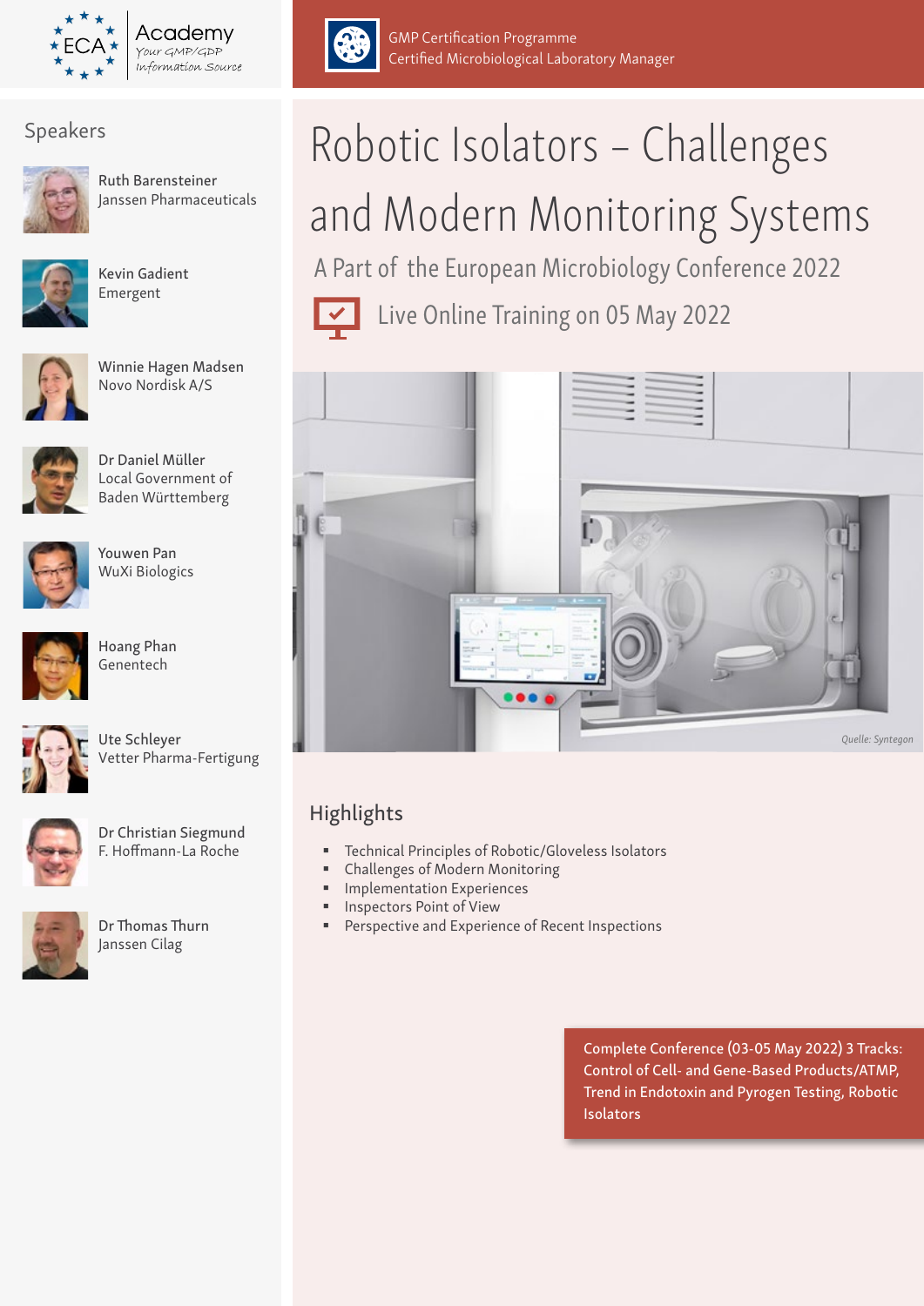ECA Academy
Your GMP/GDP Information Source

GMP Certification Programme
Certified Microbiological Laboratory Manager

# Robotic Isolators – Challenges and Modern Monitoring Systems

## A Part of the European Microbiology Conference 2022

Live Online Training on 05 May 2022

*Quelle: Syntegon*

## Speakers

Ruth Barensteiner
Janssen Pharmaceuticals

Kevin Gadient
Emergent

Winnie Hagen Madsen
Novo Nordisk A/S

Dr Daniel Müller
Local Government of Baden Württemberg

Youwen Pan
WuXi Biologics

Hoang Phan
Genentech

Ute Schleyer
Vetter Pharma-Fertigung

Dr Christian Siegmund
F. Hoffmann-La Roche

Dr Thomas Thurn
Janssen Cilag

## Highlights

- Technical Principles of Robotic/Gloveless Isolators
- Challenges of Modern Monitoring
- Implementation Experiences
- Inspectors Point of View
- Perspective and Experience of Recent Inspections

Complete Conference (03-05 May 2022) 3 Tracks: Control of Cell- and Gene-Based Products/ATMP, Trend in Endotoxin and Pyrogen Testing, Robotic Isolators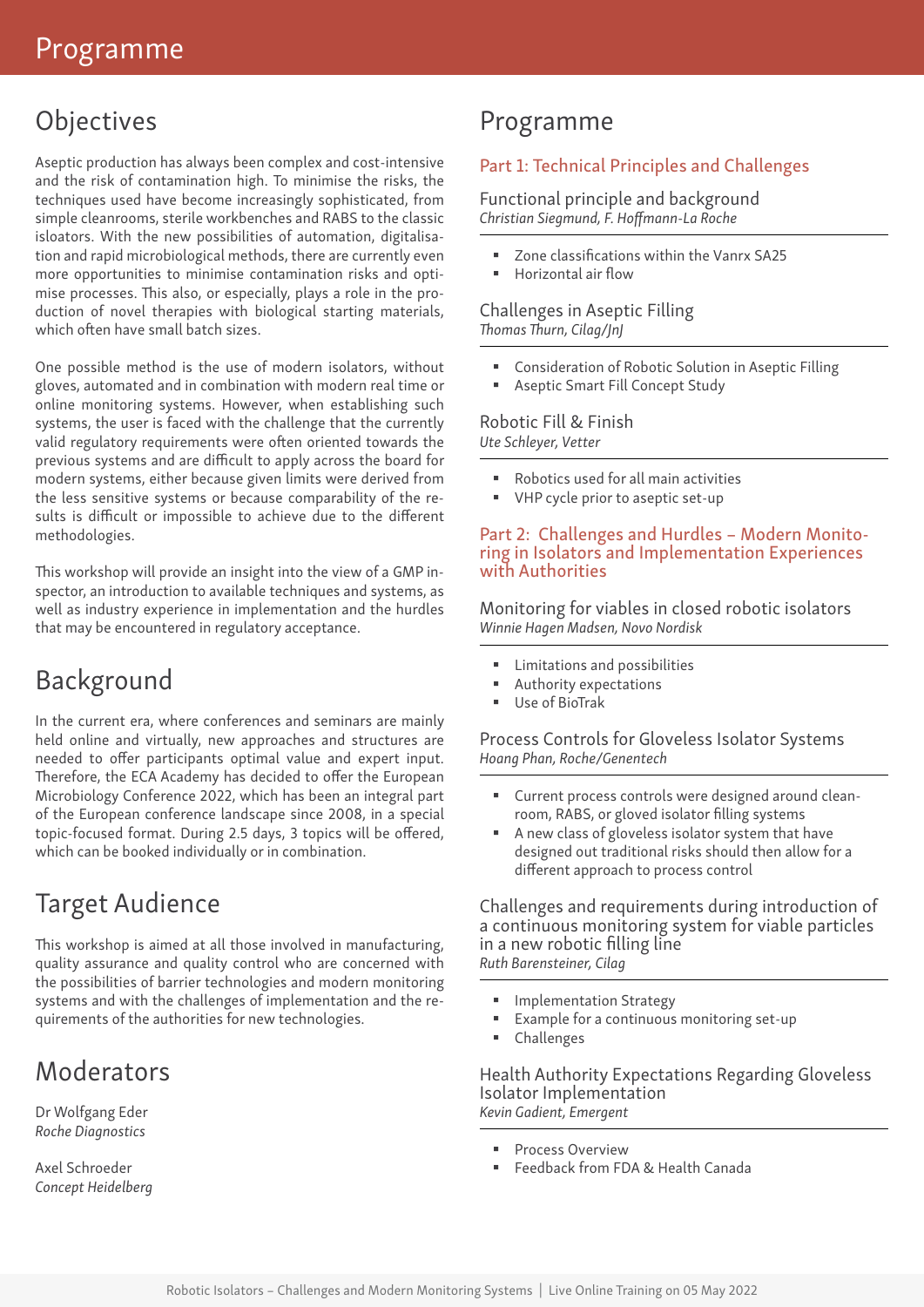# Programme

## Objectives

Aseptic production has always been complex and cost-intensive and the risk of contamination high. To minimise the risks, the techniques used have become increasingly sophisticated, from simple cleanrooms, sterile workbenches and RABS to the classic isloators. With the new possibilities of automation, digitalisation and rapid microbiological methods, there are currently even more opportunities to minimise contamination risks and optimise processes. This also, or especially, plays a role in the production of novel therapies with biological starting materials, which often have small batch sizes.

One possible method is the use of modern isolators, without gloves, automated and in combination with modern real time or online monitoring systems. However, when establishing such systems, the user is faced with the challenge that the currently valid regulatory requirements were often oriented towards the previous systems and are difficult to apply across the board for modern systems, either because given limits were derived from the less sensitive systems or because comparability of the results is difficult or impossible to achieve due to the different methodologies.

This workshop will provide an insight into the view of a GMP inspector, an introduction to available techniques and systems, as well as industry experience in implementation and the hurdles that may be encountered in regulatory acceptance.

## Background

In the current era, where conferences and seminars are mainly held online and virtually, new approaches and structures are needed to offer participants optimal value and expert input. Therefore, the ECA Academy has decided to offer the European Microbiology Conference 2022, which has been an integral part of the European conference landscape since 2008, in a special topic-focused format. During 2.5 days, 3 topics will be offered, which can be booked individually or in combination.

## Target Audience

This workshop is aimed at all those involved in manufacturing, quality assurance and quality control who are concerned with the possibilities of barrier technologies and modern monitoring systems and with the challenges of implementation and the requirements of the authorities for new technologies.

## Moderators

Dr Wolfgang Eder
*Roche Diagnostics*

Axel Schroeder
*Concept Heidelberg*

## Programme

### Part 1: Technical Principles and Challenges

#### Functional principle and background
*Christian Siegmund, F. Hoffmann-La Roche*

- Zone classifications within the Vanrx SA25
- Horizontal air flow

#### Challenges in Aseptic Filling
*Thomas Thurn, Cilag/JnJ*

- Consideration of Robotic Solution in Aseptic Filling
- Aseptic Smart Fill Concept Study

#### Robotic Fill & Finish
*Ute Schleyer, Vetter*

- Robotics used for all main activities
- VHP cycle prior to aseptic set-up

### Part 2: Challenges and Hurdles – Modern Monitoring in Isolators and Implementation Experiences with Authorities

#### Monitoring for viables in closed robotic isolators
*Winnie Hagen Madsen, Novo Nordisk*

- Limitations and possibilities
- Authority expectations
- Use of BioTrak

#### Process Controls for Gloveless Isolator Systems
*Hoang Phan, Roche/Genentech*

- Current process controls were designed around cleanroom, RABS, or gloved isolator filling systems
- A new class of gloveless isolator system that have designed out traditional risks should then allow for a different approach to process control

#### Challenges and requirements during introduction of a continuous monitoring system for viable particles in a new robotic filling line
*Ruth Barensteiner, Cilag*

- Implementation Strategy
- Example for a continuous monitoring set-up
- Challenges

#### Health Authority Expectations Regarding Gloveless Isolator Implementation
*Kevin Gadient, Emergent*

- Process Overview
- Feedback from FDA & Health Canada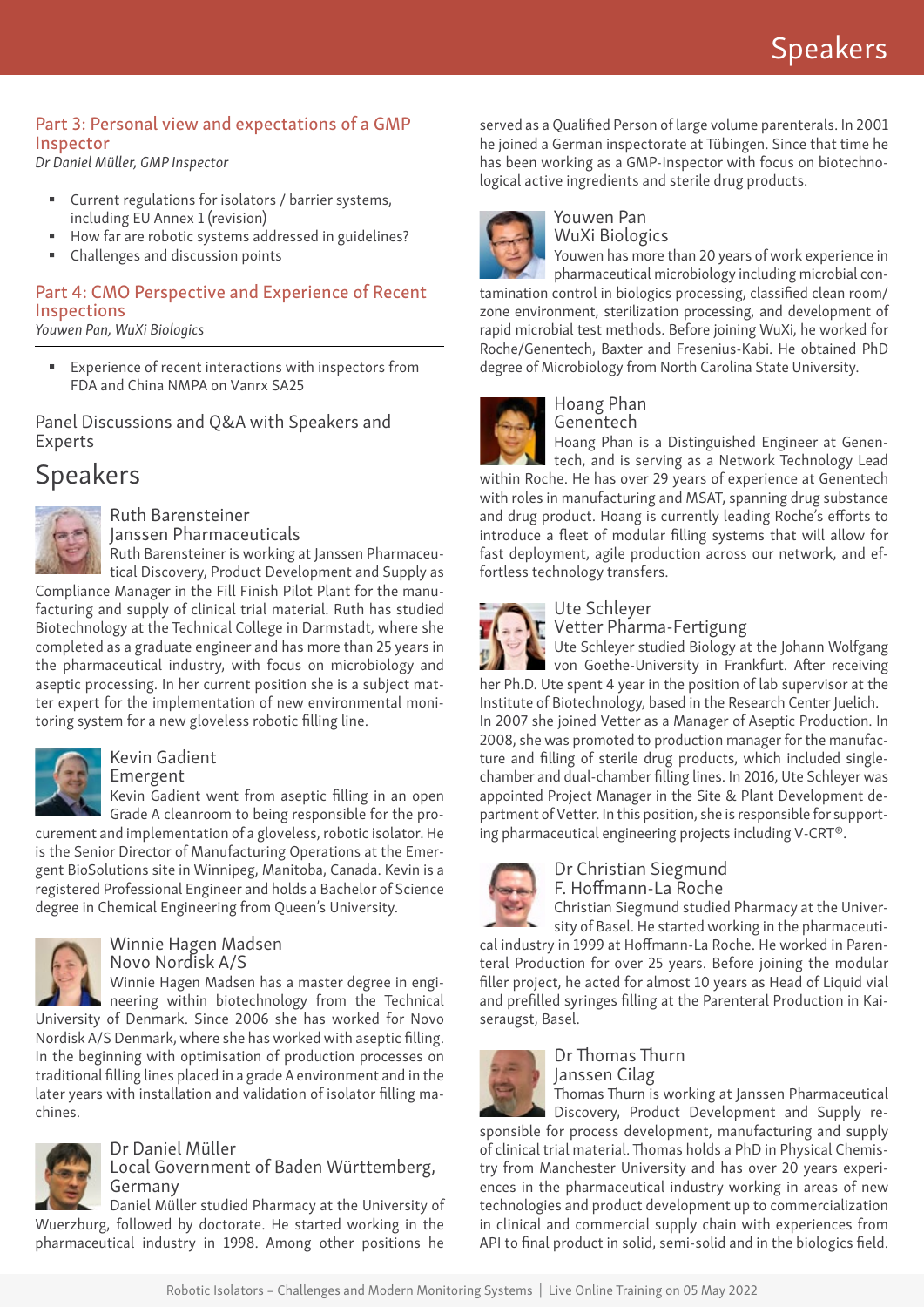## Part 3: Personal view and expectations of a GMP Inspector

*Dr Daniel Müller, GMP Inspector*

- Current regulations for isolators / barrier systems, including EU Annex 1 (revision)
- How far are robotic systems addressed in guidelines?
- Challenges and discussion points

## Part 4: CMO Perspective and Experience of Recent Inspections

*Youwen Pan, WuXi Biologics*

- Experience of recent interactions with inspectors from FDA and China NMPA on Vanrx SA25

## Panel Discussions and Q&A with Speakers and Experts

# Speakers

### Ruth Barensteiner
### Janssen Pharmaceuticals

Ruth Barensteiner is working at Janssen Pharmaceutical Discovery, Product Development and Supply as Compliance Manager in the Fill Finish Pilot Plant for the manufacturing and supply of clinical trial material. Ruth has studied Biotechnology at the Technical College in Darmstadt, where she completed as a graduate engineer and has more than 25 years in the pharmaceutical industry, with focus on microbiology and aseptic processing. In her current position she is a subject matter expert for the implementation of new environmental monitoring system for a new gloveless robotic filling line.

### Kevin Gadient
### Emergent

Kevin Gadient went from aseptic filling in an open Grade A cleanroom to being responsible for the procurement and implementation of a gloveless, robotic isolator. He is the Senior Director of Manufacturing Operations at the Emergent BioSolutions site in Winnipeg, Manitoba, Canada. Kevin is a registered Professional Engineer and holds a Bachelor of Science degree in Chemical Engineering from Queen's University.

### Winnie Hagen Madsen
### Novo Nordisk A/S

Winnie Hagen Madsen has a master degree in engineering within biotechnology from the Technical University of Denmark. Since 2006 she has worked for Novo Nordisk A/S Denmark, where she has worked with aseptic filling. In the beginning with optimisation of production processes on traditional filling lines placed in a grade A environment and in the later years with installation and validation of isolator filling machines.

### Dr Daniel Müller
### Local Government of Baden Württemberg, Germany

Daniel Müller studied Pharmacy at the University of Wuerzburg, followed by doctorate. He started working in the pharmaceutical industry in 1998. Among other positions he served as a Qualified Person of large volume parenterals. In 2001 he joined a German inspectorate at Tübingen. Since that time he has been working as a GMP-Inspector with focus on biotechnological active ingredients and sterile drug products.

### Youwen Pan
### WuXi Biologics

Youwen has more than 20 years of work experience in pharmaceutical microbiology including microbial contamination control in biologics processing, classified clean room/zone environment, sterilization processing, and development of rapid microbial test methods. Before joining WuXi, he worked for Roche/Genentech, Baxter and Fresenius-Kabi. He obtained PhD degree of Microbiology from North Carolina State University.

### Hoang Phan
### Genentech

Hoang Phan is a Distinguished Engineer at Genentech, and is serving as a Network Technology Lead within Roche. He has over 29 years of experience at Genentech with roles in manufacturing and MSAT, spanning drug substance and drug product. Hoang is currently leading Roche's efforts to introduce a fleet of modular filling systems that will allow for fast deployment, agile production across our network, and effortless technology transfers.

### Ute Schleyer
### Vetter Pharma-Fertigung

Ute Schleyer studied Biology at the Johann Wolfgang von Goethe-University in Frankfurt. After receiving her Ph.D. Ute spent 4 year in the position of lab supervisor at the Institute of Biotechnology, based in the Research Center Juelich. In 2007 she joined Vetter as a Manager of Aseptic Production. In 2008, she was promoted to production manager for the manufacture and filling of sterile drug products, which included single-chamber and dual-chamber filling lines. In 2016, Ute Schleyer was appointed Project Manager in the Site & Plant Development department of Vetter. In this position, she is responsible for supporting pharmaceutical engineering projects including V-CRT®.

### Dr Christian Siegmund
### F. Hoffmann-La Roche

Christian Siegmund studied Pharmacy at the University of Basel. He started working in the pharmaceutical industry in 1999 at Hoffmann-La Roche. He worked in Parenteral Production for over 25 years. Before joining the modular filler project, he acted for almost 10 years as Head of Liquid vial and prefilled syringes filling at the Parenteral Production in Kaiseraugst, Basel.

### Dr Thomas Thurn
### Janssen Cilag

Thomas Thurn is working at Janssen Pharmaceutical Discovery, Product Development and Supply responsible for process development, manufacturing and supply of clinical trial material. Thomas holds a PhD in Physical Chemistry from Manchester University and has over 20 years experiences in the pharmaceutical industry working in areas of new technologies and product development up to commercialization in clinical and commercial supply chain with experiences from API to final product in solid, semi-solid and in the biologics field.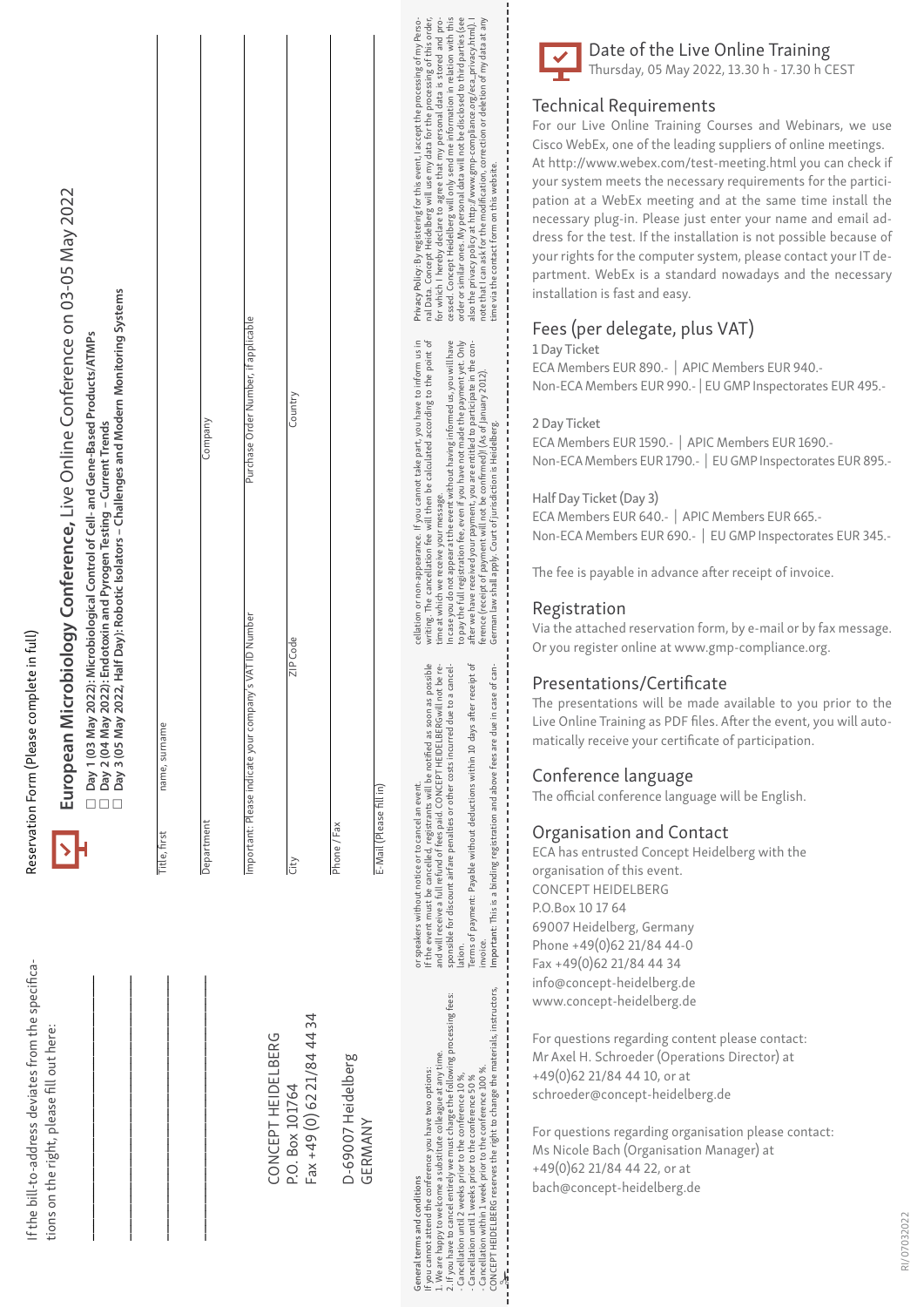## Date of the Live Online Training

Thursday, 05 May 2022, 13.30 h - 17.30 h CEST

## Technical Requirements

For our Live Online Training Courses and Webinars, we use Cisco WebEx, one of the leading suppliers of online meetings. At http://www.webex.com/test-meeting.html you can check if your system meets the necessary requirements for the participation at a WebEx meeting and at the same time install the necessary plug-in. Please just enter your name and email address for the test. If the installation is not possible because of your rights for the computer system, please contact your IT department. WebEx is a standard nowadays and the necessary installation is fast and easy.

## Fees (per delegate, plus VAT)

1 Day Ticket
ECA Members EUR 890.- | APIC Members EUR 940.-
Non-ECA Members EUR 990.- | EU GMP Inspectorates EUR 495.-

2 Day Ticket
ECA Members EUR 1590.- | APIC Members EUR 1690.-
Non-ECA Members EUR 1790.- | EU GMP Inspectorates EUR 895.-

Half Day Ticket (Day 3)
ECA Members EUR 640.- | APIC Members EUR 665.-
Non-ECA Members EUR 690.- | EU GMP Inspectorates EUR 345.-

The fee is payable in advance after receipt of invoice.

## Registration

Via the attached reservation form, by e-mail or by fax message. Or you register online at www.gmp-compliance.org.

## Presentations/Certificate

The presentations will be made available to you prior to the Live Online Training as PDF files. After the event, you will automatically receive your certificate of participation.

## Conference language

The official conference language will be English.

## Organisation and Contact

ECA has entrusted Concept Heidelberg with the organisation of this event.
CONCEPT HEIDELBERG
P.O.Box 10 17 64
69007 Heidelberg, Germany
Phone +49(0)62 21/84 44-0
Fax +49(0)62 21/84 44 34
info@concept-heidelberg.de
www.concept-heidelberg.de

For questions regarding content please contact:
Mr Axel H. Schroeder (Operations Director) at
+49(0)62 21/84 44 10, or at
schroeder@concept-heidelberg.de

For questions regarding organisation please contact:
Ms Nicole Bach (Organisation Manager) at
+49(0)62 21/84 44 22, or at
bach@concept-heidelberg.de

---

If the bill-to-address deviates from the specifications on the right, please fill out here:

CONCEPT HEIDELBERG
P.O. Box 101764
Fax +49 (0) 62 21/84 44 34

D-69007 Heidelberg
GERMANY

## Reservation Form (Please complete in full)

**European Microbiology Conference,** Live Online Conference on 03-05 May 2022

- ☐ Day 1 (03 May 2022): Microbiological Control of Cell- and Gene-Based Products/ATMPs
- ☐ Day 2 (04 May 2022): Endotoxin and Pyrogen Testing – Current Trends
- ☐ Day 3 (05 May 2022, Half Day): Robotic Isolators – Challenges and Modern Monitoring Systems

Title, first name, surname

Department | Company

Important: Please indicate your company's VAT ID Number | Purchase Order Number, if applicable

City | ZIP Code | Country

Phone / Fax

E-Mail (Please fill in)

General terms and conditions
If you cannot attend the conference you have two options:
1. We are happy to welcome a substitute colleague at any time.
2. If you have to cancel entirely we must charge the following processing fees:
- Cancellation until 2 weeks prior to the conference 10 %,
- Cancellation until 1 weeks prior to the conference 50 %
- Cancellation within 1 week prior to the conference 100 %.
CONCEPT HEIDELBERG reserves the right to change the materials, instructors, or speakers without notice or to cancel an event.
If the event must be cancelled, registrants will be notified as soon as possible and will receive a full refund of fees paid. CONCEPT HEIDELBERG will not be responsible for discount airfare penalties or other costs incurred due to a cancellation.
Terms of payment: Payable without deductions within 10 days after receipt of invoice.
Important: This is a binding registration and above fees are due in case of cancellation or non-appearance. If you cannot take part, you have to inform us in writing. The cancellation fee will then be calculated according to the point of time at which we receive your message.
In case you do not appear at the event without having informed us, you will have to pay the full registration fee, even if you have not made the payment yet. Only after we have received your payment, you are entitled to participate in the conference (receipt of payment will not be confirmed)! (As of January 2012).
German law shall apply. Court of jurisdiction is Heidelberg.

Privacy Policy: By registering for this event, I accept the processing of my Personal Data. Concept Heidelberg will use my data for the processing of this order, for which I hereby declare to agree that my personal data is stored and processed. Concept Heidelberg will only send me information in relation with this order or similar ones. My personal data will not be disclosed to third parties (see also the privacy policy at http://www.gmp-compliance.org/eca_privacy.html). I note that I can ask for the modification, correction or deletion of my data at any time via the contact form on this website.

RI/07032022